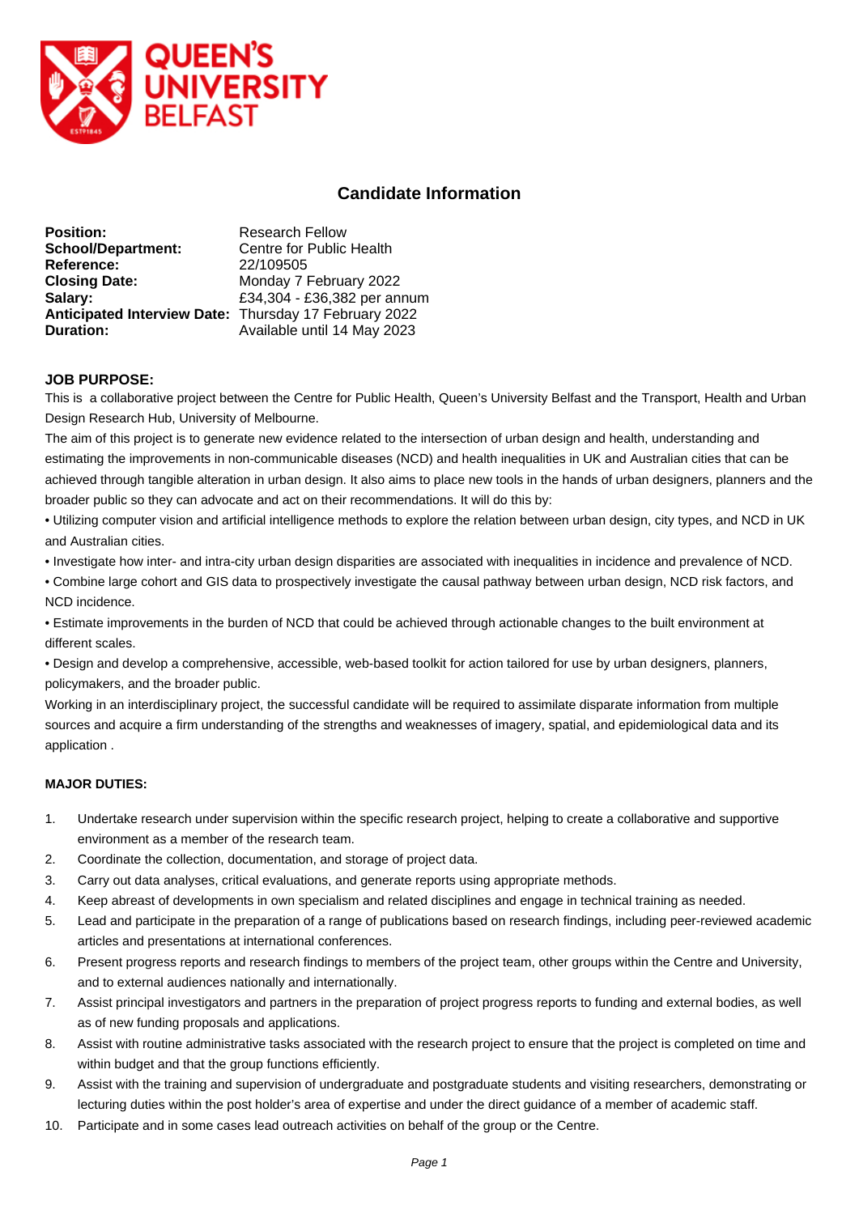QUEEN'S UNIVERSITY BELFAST

## Candidate Information

**Position:** Research Fellow
**School/Department:** Centre for Public Health
**Reference:** 22/109505
**Closing Date:** Monday 7 February 2022
**Salary:** £34,304 - £36,382 per annum
**Anticipated Interview Date:** Thursday 17 February 2022
**Duration:** Available until 14 May 2023

### JOB PURPOSE:

This is a collaborative project between the Centre for Public Health, Queen's University Belfast and the Transport, Health and Urban Design Research Hub, University of Melbourne.

The aim of this project is to generate new evidence related to the intersection of urban design and health, understanding and estimating the improvements in non-communicable diseases (NCD) and health inequalities in UK and Australian cities that can be achieved through tangible alteration in urban design. It also aims to place new tools in the hands of urban designers, planners and the broader public so they can advocate and act on their recommendations. It will do this by:

- Utilizing computer vision and artificial intelligence methods to explore the relation between urban design, city types, and NCD in UK and Australian cities.
- Investigate how inter- and intra-city urban design disparities are associated with inequalities in incidence and prevalence of NCD.
- Combine large cohort and GIS data to prospectively investigate the causal pathway between urban design, NCD risk factors, and NCD incidence.
- Estimate improvements in the burden of NCD that could be achieved through actionable changes to the built environment at different scales.
- Design and develop a comprehensive, accessible, web-based toolkit for action tailored for use by urban designers, planners, policymakers, and the broader public.

Working in an interdisciplinary project, the successful candidate will be required to assimilate disparate information from multiple sources and acquire a firm understanding of the strengths and weaknesses of imagery, spatial, and epidemiological data and its application .

### MAJOR DUTIES:

1. Undertake research under supervision within the specific research project, helping to create a collaborative and supportive environment as a member of the research team.
2. Coordinate the collection, documentation, and storage of project data.
3. Carry out data analyses, critical evaluations, and generate reports using appropriate methods.
4. Keep abreast of developments in own specialism and related disciplines and engage in technical training as needed.
5. Lead and participate in the preparation of a range of publications based on research findings, including peer-reviewed academic articles and presentations at international conferences.
6. Present progress reports and research findings to members of the project team, other groups within the Centre and University, and to external audiences nationally and internationally.
7. Assist principal investigators and partners in the preparation of project progress reports to funding and external bodies, as well as of new funding proposals and applications.
8. Assist with routine administrative tasks associated with the research project to ensure that the project is completed on time and within budget and that the group functions efficiently.
9. Assist with the training and supervision of undergraduate and postgraduate students and visiting researchers, demonstrating or lecturing duties within the post holder's area of expertise and under the direct guidance of a member of academic staff.
10. Participate and in some cases lead outreach activities on behalf of the group or the Centre.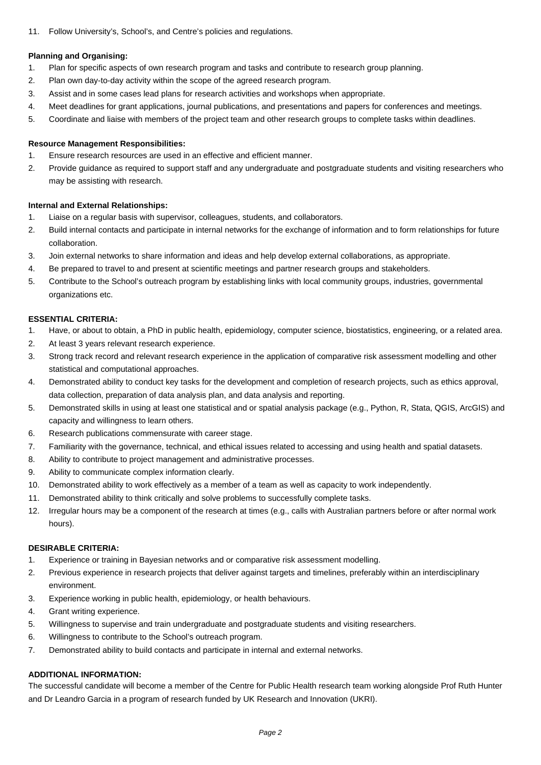11. Follow University's, School's, and Centre's policies and regulations.

**Planning and Organising:**

1. Plan for specific aspects of own research program and tasks and contribute to research group planning.
2. Plan own day-to-day activity within the scope of the agreed research program.
3. Assist and in some cases lead plans for research activities and workshops when appropriate.
4. Meet deadlines for grant applications, journal publications, and presentations and papers for conferences and meetings.
5. Coordinate and liaise with members of the project team and other research groups to complete tasks within deadlines.

**Resource Management Responsibilities:**

1. Ensure research resources are used in an effective and efficient manner.
2. Provide guidance as required to support staff and any undergraduate and postgraduate students and visiting researchers who may be assisting with research.

**Internal and External Relationships:**

1. Liaise on a regular basis with supervisor, colleagues, students, and collaborators.
2. Build internal contacts and participate in internal networks for the exchange of information and to form relationships for future collaboration.
3. Join external networks to share information and ideas and help develop external collaborations, as appropriate.
4. Be prepared to travel to and present at scientific meetings and partner research groups and stakeholders.
5. Contribute to the School's outreach program by establishing links with local community groups, industries, governmental organizations etc.

**ESSENTIAL CRITERIA:**

1. Have, or about to obtain, a PhD in public health, epidemiology, computer science, biostatistics, engineering, or a related area.
2. At least 3 years relevant research experience.
3. Strong track record and relevant research experience in the application of comparative risk assessment modelling and other statistical and computational approaches.
4. Demonstrated ability to conduct key tasks for the development and completion of research projects, such as ethics approval, data collection, preparation of data analysis plan, and data analysis and reporting.
5. Demonstrated skills in using at least one statistical and or spatial analysis package (e.g., Python, R, Stata, QGIS, ArcGIS) and capacity and willingness to learn others.
6. Research publications commensurate with career stage.
7. Familiarity with the governance, technical, and ethical issues related to accessing and using health and spatial datasets.
8. Ability to contribute to project management and administrative processes.
9. Ability to communicate complex information clearly.
10. Demonstrated ability to work effectively as a member of a team as well as capacity to work independently.
11. Demonstrated ability to think critically and solve problems to successfully complete tasks.
12. Irregular hours may be a component of the research at times (e.g., calls with Australian partners before or after normal work hours).

**DESIRABLE CRITERIA:**

1. Experience or training in Bayesian networks and or comparative risk assessment modelling.
2. Previous experience in research projects that deliver against targets and timelines, preferably within an interdisciplinary environment.
3. Experience working in public health, epidemiology, or health behaviours.
4. Grant writing experience.
5. Willingness to supervise and train undergraduate and postgraduate students and visiting researchers.
6. Willingness to contribute to the School's outreach program.
7. Demonstrated ability to build contacts and participate in internal and external networks.

**ADDITIONAL INFORMATION:**

The successful candidate will become a member of the Centre for Public Health research team working alongside Prof Ruth Hunter and Dr Leandro Garcia in a program of research funded by UK Research and Innovation (UKRI).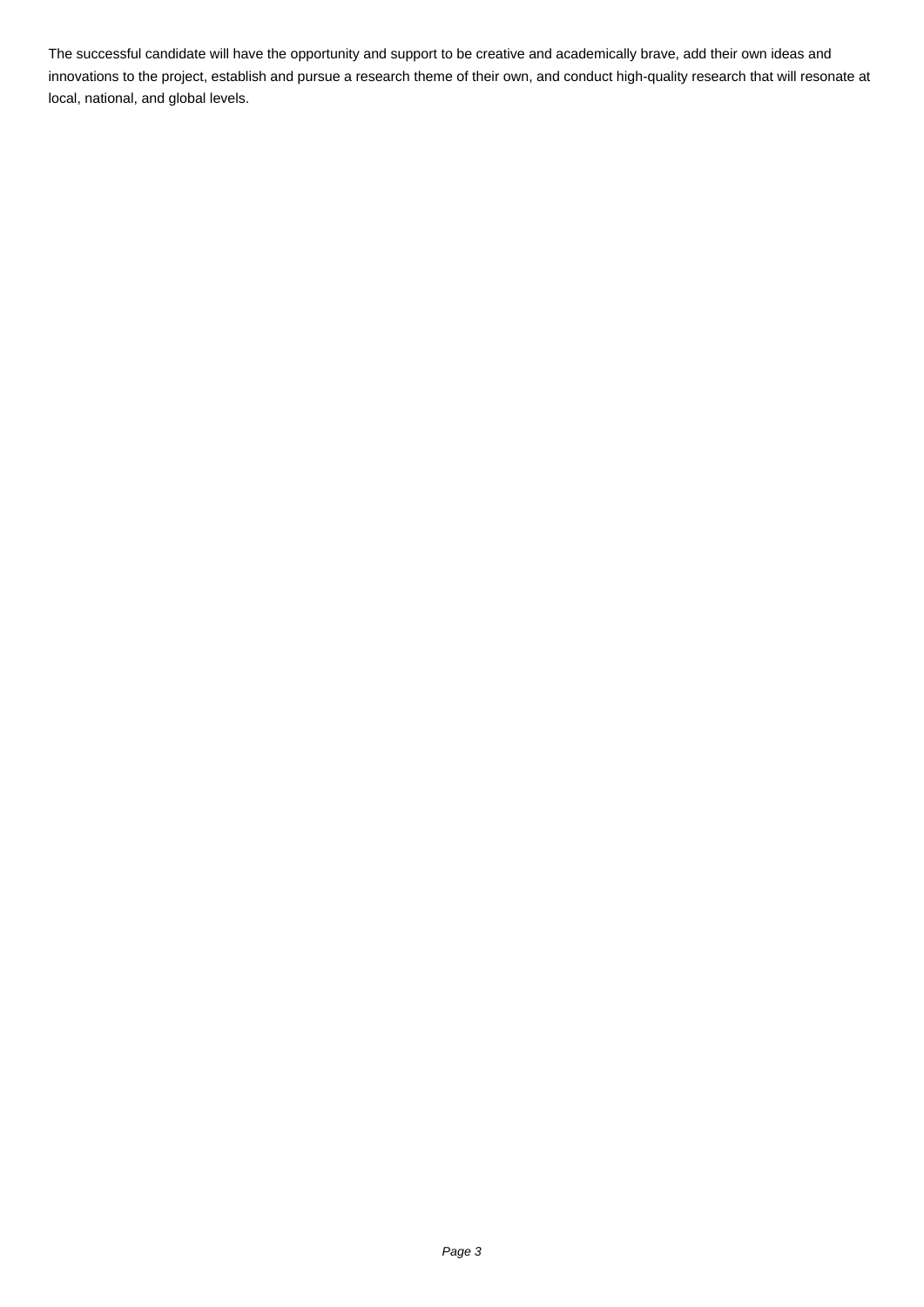The successful candidate will have the opportunity and support to be creative and academically brave, add their own ideas and innovations to the project, establish and pursue a research theme of their own, and conduct high-quality research that will resonate at local, national, and global levels.